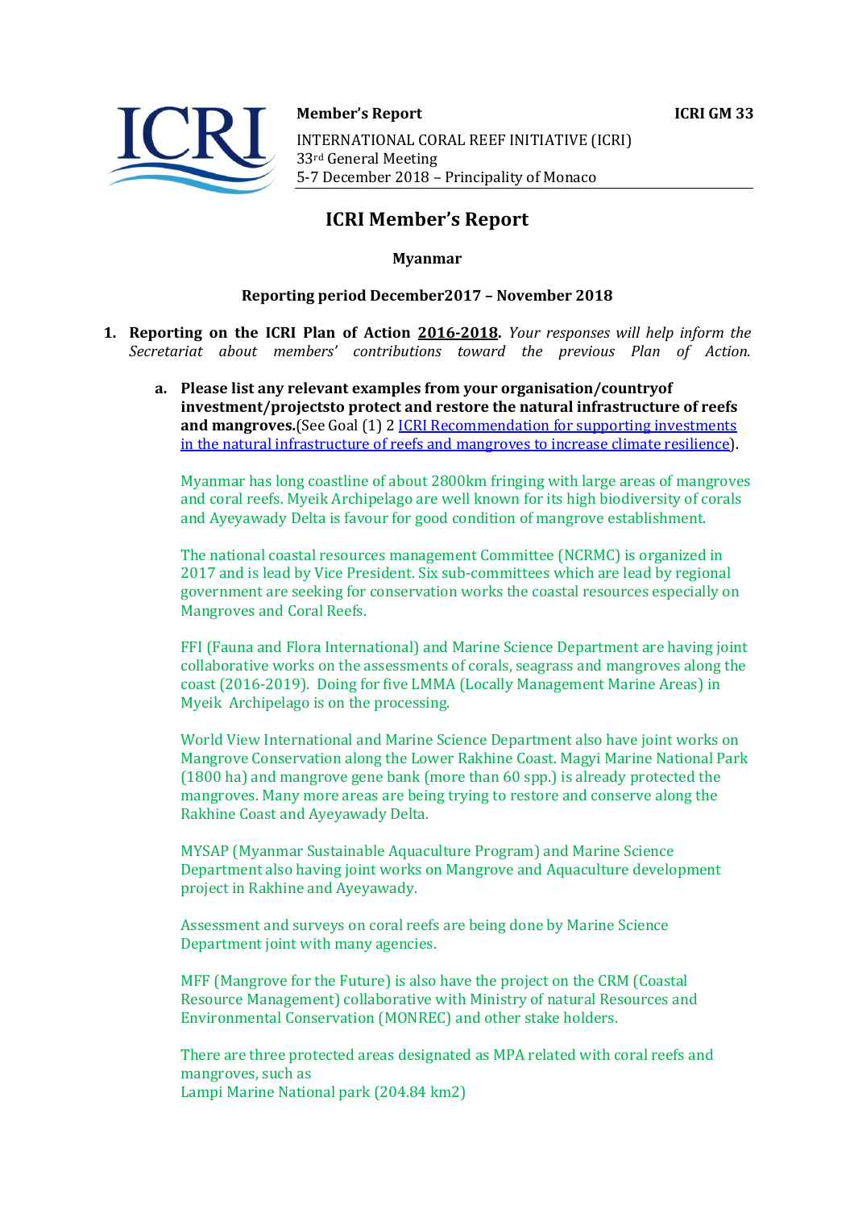**Member's Report** **ICRI GM 33**

INTERNATIONAL CORAL REEF INITIATIVE (ICRI)
33rd General Meeting
5-7 December 2018 – Principality of Monaco

# ICRI Member's Report

**Myanmar**

**Reporting period December2017 – November 2018**

1. **Reporting on the ICRI Plan of Action 2016-2018.** *Your responses will help inform the Secretariat about members' contributions toward the previous Plan of Action.*

   a. **Please list any relevant examples from your organisation/countryof investment/projectsto protect and restore the natural infrastructure of reefs and mangroves.**(See Goal (1) 2 [ICRI Recommendation for supporting investments in the natural infrastructure of reefs and mangroves to increase climate resilience]()).

   Myanmar has long coastline of about 2800km fringing with large areas of mangroves and coral reefs. Myeik Archipelago are well known for its high biodiversity of corals and Ayeyawady Delta is favour for good condition of mangrove establishment.

   The national coastal resources management Committee (NCRMC) is organized in 2017 and is lead by Vice President. Six sub-committees which are lead by regional government are seeking for conservation works the coastal resources especially on Mangroves and Coral Reefs.

   FFI (Fauna and Flora International) and Marine Science Department are having joint collaborative works on the assessments of corals, seagrass and mangroves along the coast (2016-2019). Doing for five LMMA (Locally Management Marine Areas) in Myeik Archipelago is on the processing.

   World View International and Marine Science Department also have joint works on Mangrove Conservation along the Lower Rakhine Coast. Magyi Marine National Park (1800 ha) and mangrove gene bank (more than 60 spp.) is already protected the mangroves. Many more areas are being trying to restore and conserve along the Rakhine Coast and Ayeyawady Delta.

   MYSAP (Myanmar Sustainable Aquaculture Program) and Marine Science Department also having joint works on Mangrove and Aquaculture development project in Rakhine and Ayeyawady.

   Assessment and surveys on coral reefs are being done by Marine Science Department joint with many agencies.

   MFF (Mangrove for the Future) is also have the project on the CRM (Coastal Resource Management) collaborative with Ministry of natural Resources and Environmental Conservation (MONREC) and other stake holders.

   There are three protected areas designated as MPA related with coral reefs and mangroves, such as
   Lampi Marine National park (204.84 km2)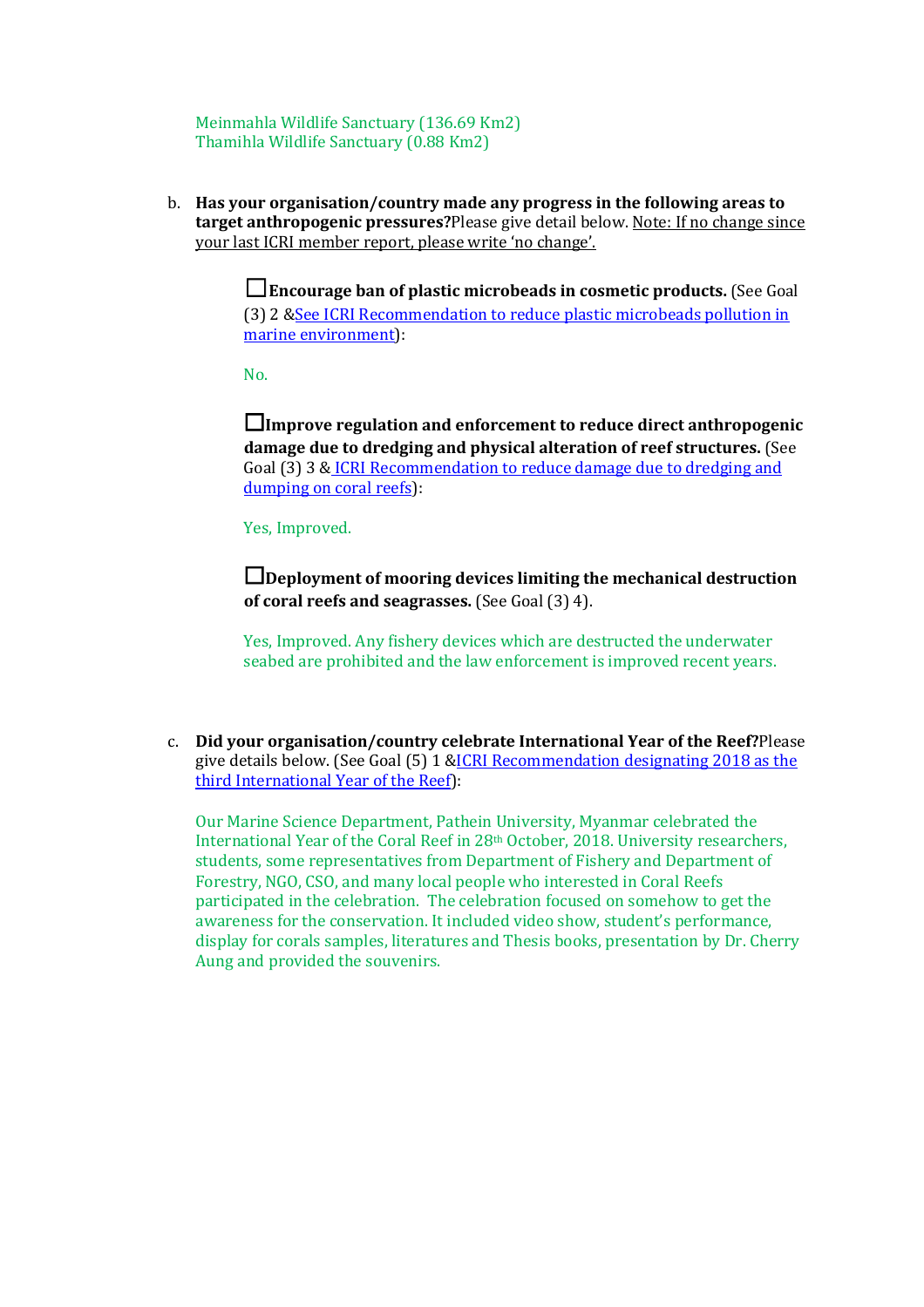Meinmahla Wildlife Sanctuary (136.69 Km2)
Thamihla Wildlife Sanctuary (0.88 Km2)

b. **Has your organisation/country made any progress in the following areas to target anthropogenic pressures?** Please give detail below. Note: If no change since your last ICRI member report, please write 'no change'.

☐ **Encourage ban of plastic microbeads in cosmetic products.** (See Goal (3) 2 & See ICRI Recommendation to reduce plastic microbeads pollution in marine environment):

No.

☐ **Improve regulation and enforcement to reduce direct anthropogenic damage due to dredging and physical alteration of reef structures.** (See Goal (3) 3 & ICRI Recommendation to reduce damage due to dredging and dumping on coral reefs):

Yes, Improved.

☐ **Deployment of mooring devices limiting the mechanical destruction of coral reefs and seagrasses.** (See Goal (3) 4).

Yes, Improved. Any fishery devices which are destructed the underwater seabed are prohibited and the law enforcement is improved recent years.

c. **Did your organisation/country celebrate International Year of the Reef?** Please give details below. (See Goal (5) 1 & ICRI Recommendation designating 2018 as the third International Year of the Reef):

Our Marine Science Department, Pathein University, Myanmar celebrated the International Year of the Coral Reef in 28th October, 2018. University researchers, students, some representatives from Department of Fishery and Department of Forestry, NGO, CSO, and many local people who interested in Coral Reefs participated in the celebration. The celebration focused on somehow to get the awareness for the conservation. It included video show, student's performance, display for corals samples, literatures and Thesis books, presentation by Dr. Cherry Aung and provided the souvenirs.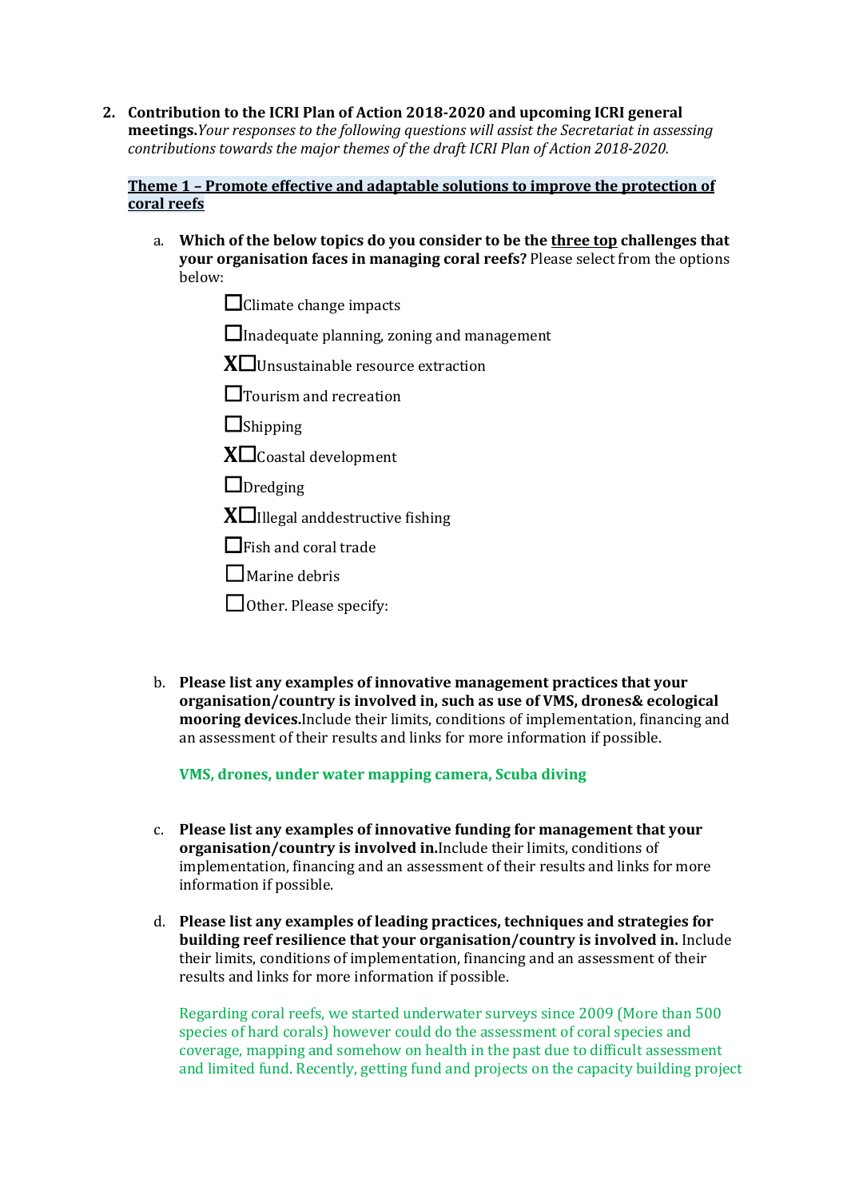2. **Contribution to the ICRI Plan of Action 2018-2020 and upcoming ICRI general meetings.***Your responses to the following questions will assist the Secretariat in assessing contributions towards the major themes of the draft ICRI Plan of Action 2018-2020.*

**Theme 1 – Promote effective and adaptable solutions to improve the protection of coral reefs**

a. **Which of the below topics do you consider to be the three top challenges that your organisation faces in managing coral reefs?** Please select from the options below:

- ☐Climate change impacts
- ☐Inadequate planning, zoning and management
- X☐Unsustainable resource extraction
- ☐Tourism and recreation
- ☐Shipping
- X☐Coastal development
- ☐Dredging
- X☐Illegal anddestructive fishing
- ☐Fish and coral trade
- ☐Marine debris
- ☐Other. Please specify:

b. **Please list any examples of innovative management practices that your organisation/country is involved in, such as use of VMS, drones& ecological mooring devices.**Include their limits, conditions of implementation, financing and an assessment of their results and links for more information if possible.

**VMS, drones, under water mapping camera, Scuba diving**

c. **Please list any examples of innovative funding for management that your organisation/country is involved in.**Include their limits, conditions of implementation, financing and an assessment of their results and links for more information if possible.

d. **Please list any examples of leading practices, techniques and strategies for building reef resilience that your organisation/country is involved in.** Include their limits, conditions of implementation, financing and an assessment of their results and links for more information if possible.

Regarding coral reefs, we started underwater surveys since 2009 (More than 500 species of hard corals) however could do the assessment of coral species and coverage, mapping and somehow on health in the past due to difficult assessment and limited fund. Recently, getting fund and projects on the capacity building project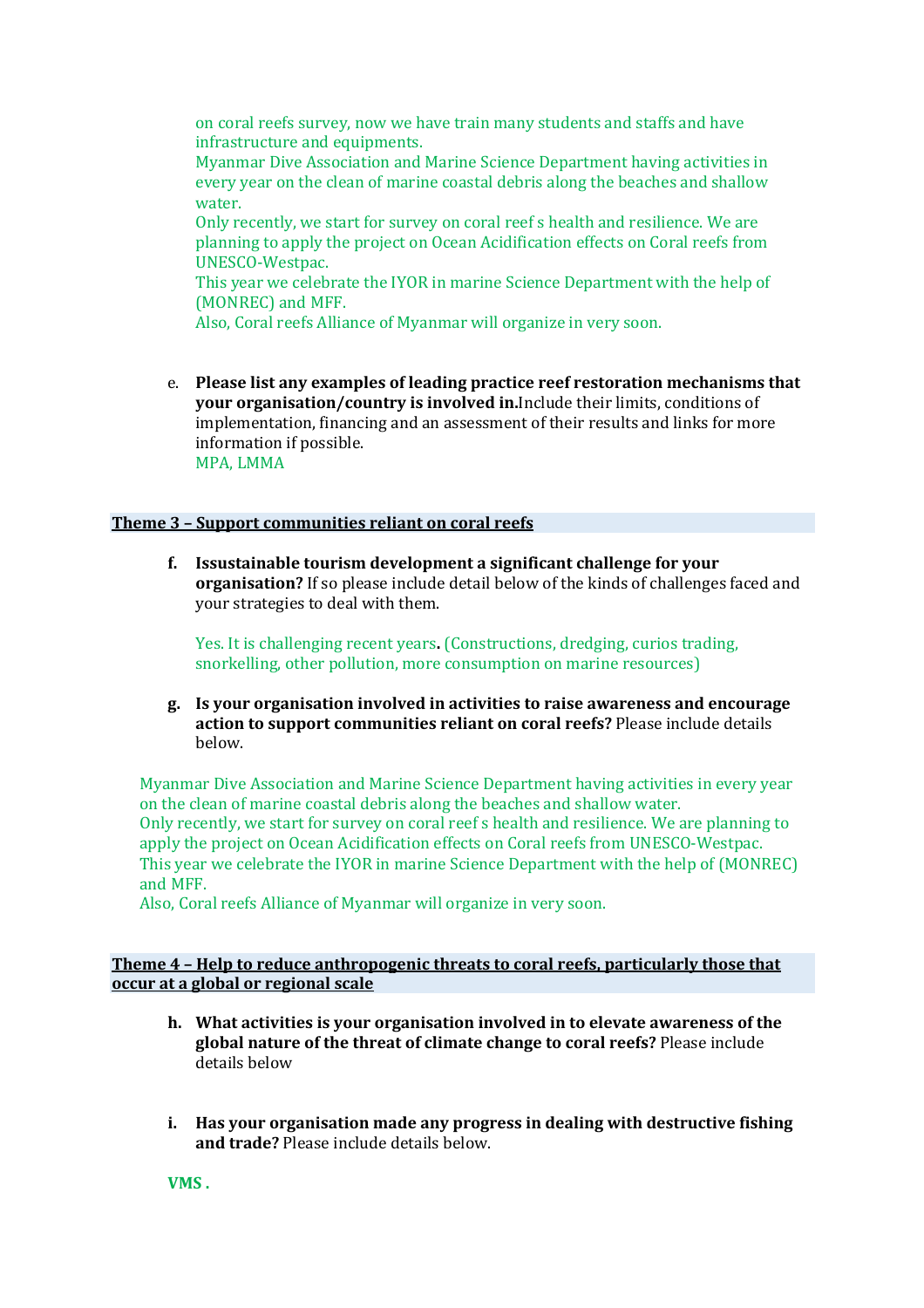on coral reefs survey, now we have train many students and staffs and have infrastructure and equipments.
Myanmar Dive Association and Marine Science Department having activities in every year on the clean of marine coastal debris along the beaches and shallow water.
Only recently, we start for survey on coral reef s health and resilience. We are planning to apply the project on Ocean Acidification effects on Coral reefs from UNESCO-Westpac.
This year we celebrate the IYOR in marine Science Department with the help of (MONREC) and MFF.
Also, Coral reefs Alliance of Myanmar will organize in very soon.

e. **Please list any examples of leading practice reef restoration mechanisms that your organisation/country is involved in.** Include their limits, conditions of implementation, financing and an assessment of their results and links for more information if possible.
MPA, LMMA

## Theme 3 – Support communities reliant on coral reefs

**f. Issustainable tourism development a significant challenge for your organisation?** If so please include detail below of the kinds of challenges faced and your strategies to deal with them.

Yes. It is challenging recent years**.** (Constructions, dredging, curios trading, snorkelling, other pollution, more consumption on marine resources)

**g. Is your organisation involved in activities to raise awareness and encourage action to support communities reliant on coral reefs?** Please include details below.

Myanmar Dive Association and Marine Science Department having activities in every year on the clean of marine coastal debris along the beaches and shallow water.
Only recently, we start for survey on coral reef s health and resilience. We are planning to apply the project on Ocean Acidification effects on Coral reefs from UNESCO-Westpac.
This year we celebrate the IYOR in marine Science Department with the help of (MONREC) and MFF.
Also, Coral reefs Alliance of Myanmar will organize in very soon.

## Theme 4 – Help to reduce anthropogenic threats to coral reefs, particularly those that occur at a global or regional scale

**h. What activities is your organisation involved in to elevate awareness of the global nature of the threat of climate change to coral reefs?** Please include details below

**i. Has your organisation made any progress in dealing with destructive fishing and trade?** Please include details below.

**VMS .**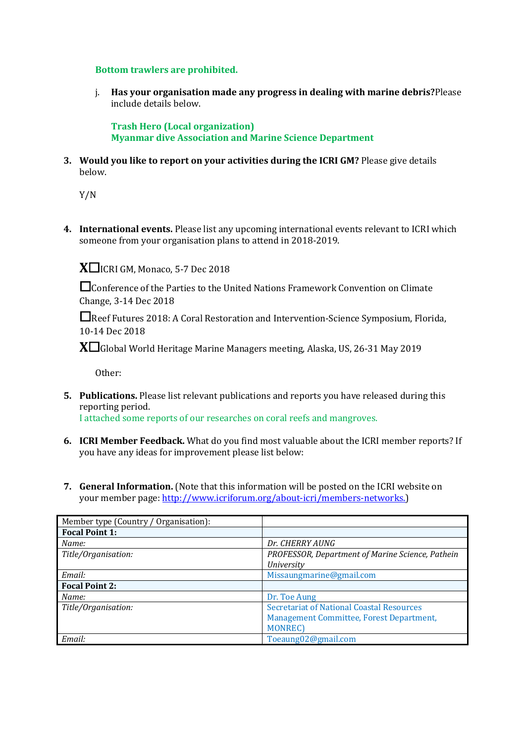**Bottom trawlers are prohibited.**

j. **Has your organisation made any progress in dealing with marine debris?** Please include details below.

**Trash Hero (Local organization)**
**Myanmar dive Association and Marine Science Department**

3. **Would you like to report on your activities during the ICRI GM?** Please give details below.

   Y/N

4. **International events.** Please list any upcoming international events relevant to ICRI which someone from your organisation plans to attend in 2018-2019.

   **X**☐ICRI GM, Monaco, 5-7 Dec 2018

   ☐Conference of the Parties to the United Nations Framework Convention on Climate Change, 3-14 Dec 2018

   ☐Reef Futures 2018: A Coral Restoration and Intervention-Science Symposium, Florida, 10-14 Dec 2018

   **X**☐Global World Heritage Marine Managers meeting, Alaska, US, 26-31 May 2019

   Other:

5. **Publications.** Please list relevant publications and reports you have released during this reporting period.
   I attached some reports of our researches on coral reefs and mangroves.

6. **ICRI Member Feedback.** What do you find most valuable about the ICRI member reports? If you have any ideas for improvement please list below:

7. **General Information.** (Note that this information will be posted on the ICRI website on your member page: http://www.icriforum.org/about-icri/members-networks.)

| | |
|---|---|
| Member type (Country / Organisation): | |
| **Focal Point 1:** | |
| *Name:* | *Dr. CHERRY AUNG* |
| *Title/Organisation:* | *PROFESSOR, Department of Marine Science, Pathein University* |
| *Email:* | Missaungmarine@gmail.com |
| **Focal Point 2:** | |
| *Name:* | Dr. Toe Aung |
| *Title/Organisation:* | Secretariat of National Coastal Resources Management Committee, Forest Department, MONREC) |
| *Email:* | Toeaung02@gmail.com |